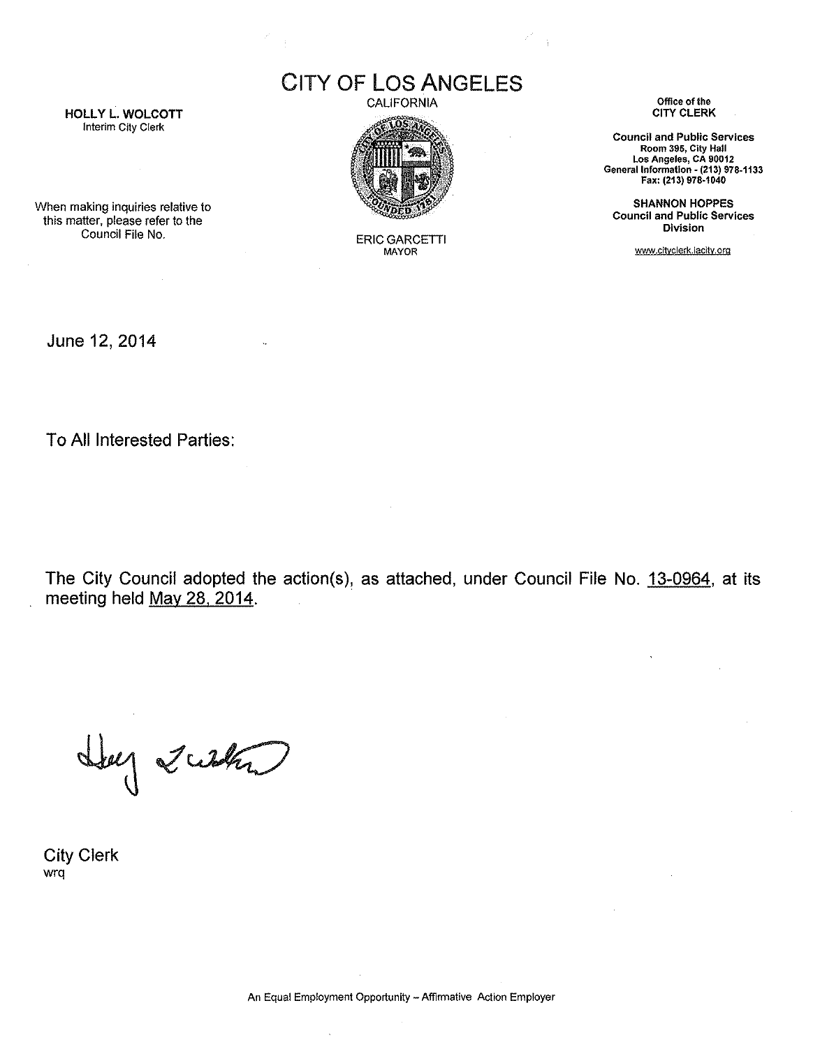# CITY OF LOS ANGELES

CALIFORNIA

ERIC GARCETTI
MAYOR

**HOLLY L. WOLCOTT**
Interim City Clerk

When making inquiries relative to this matter, please refer to the Council File No.

**Office of the CITY CLERK**

**Council and Public Services**
**Room 395, City Hall**
**Los Angeles, CA 90012**
**General Information - (213) 978-1133**
**Fax: (213) 978-1040**

**SHANNON HOPPES**
**Council and Public Services Division**

www.cityclerk.lacity.org

June 12, 2014

To All Interested Parties:

The City Council adopted the action(s), as attached, under Council File No. 13-0964, at its meeting held May 28, 2014.

City Clerk
wrq

An Equal Employment Opportunity – Affirmative Action Employer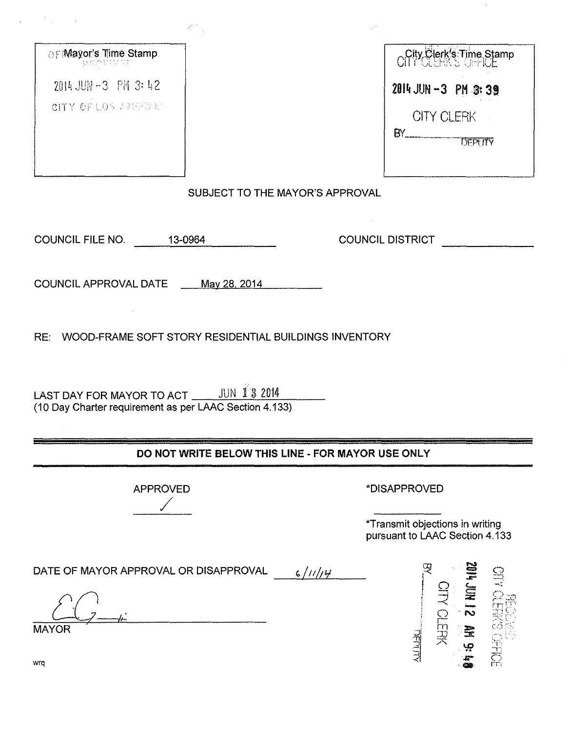| Mayor's Time Stamp | City Clerk's Time Stamp |
| --- | --- |
| OFFICE OF THE MAYOR<br>2014 JUN -3 PM 3:42<br>CITY OF LOS ANGELES | CITY CLERK'S OFFICE<br>2014 JUN -3 PM 3:39<br>CITY CLERK<br>BY\_\_\_\_\_\_\_\_ DEPUTY |

SUBJECT TO THE MAYOR'S APPROVAL

COUNCIL FILE NO. 13-0964 COUNCIL DISTRICT \_\_\_\_\_\_\_\_

COUNCIL APPROVAL DATE May 28, 2014

RE: WOOD-FRAME SOFT STORY RESIDENTIAL BUILDINGS INVENTORY

LAST DAY FOR MAYOR TO ACT JUN 13 2014
(10 Day Charter requirement as per LAAC Section 4.133)

---

**DO NOT WRITE BELOW THIS LINE - FOR MAYOR USE ONLY**

APPROVED ✓

*DISAPPROVED \_\_\_\_\_\_\_\_

*Transmit objections in writing pursuant to LAAC Section 4.133

DATE OF MAYOR APPROVAL OR DISAPPROVAL 6/11/14

\_\_\_\_\_\_\_\_\_\_\_\_\_\_\_\_
MAYOR

RECEIVED
CITY CLERK'S OFFICE
2014 JUN 12 AM 9:48
CITY CLERK
BY\_\_\_\_\_\_\_\_ DEPUTY

wrq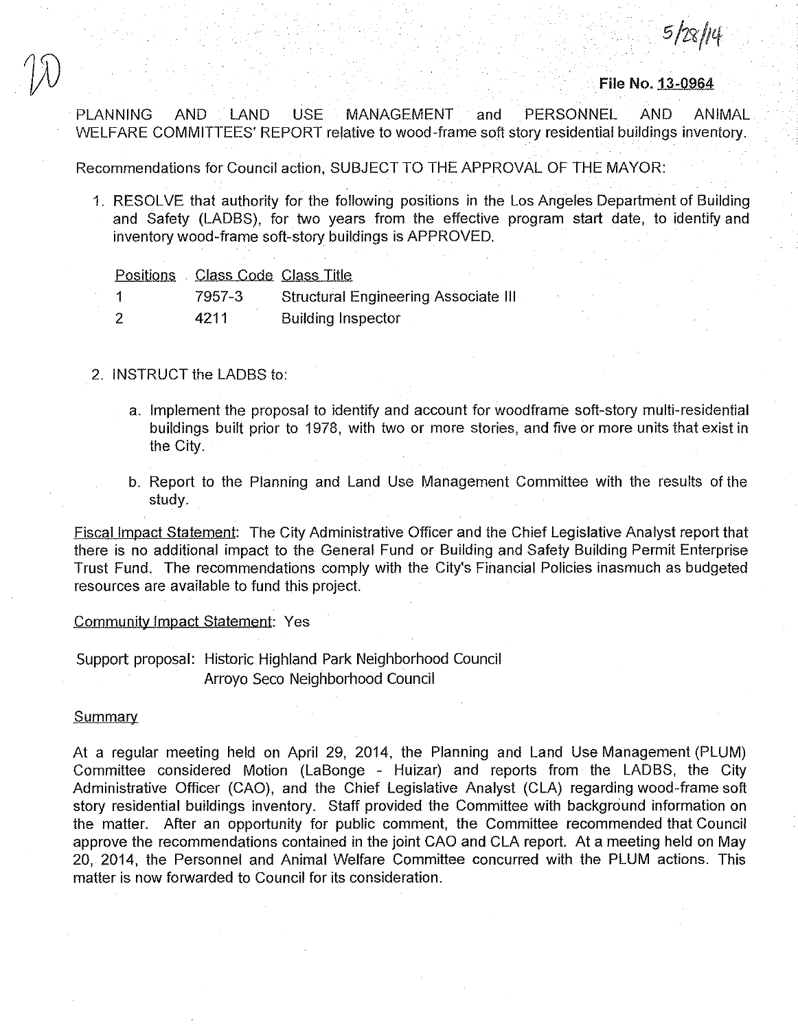10

5/28/14

**File No. 13-0964**

PLANNING AND LAND USE MANAGEMENT and PERSONNEL AND ANIMAL WELFARE COMMITTEES' REPORT relative to wood-frame soft story residential buildings inventory.

Recommendations for Council action, SUBJECT TO THE APPROVAL OF THE MAYOR:

1. RESOLVE that authority for the following positions in the Los Angeles Department of Building and Safety (LADBS), for two years from the effective program start date, to identify and inventory wood-frame soft-story buildings is APPROVED.

| Positions | Class Code | Class Title |
|---|---|---|
| 1 | 7957-3 | Structural Engineering Associate III |
| 2 | 4211 | Building Inspector |

2. INSTRUCT the LADBS to:

   a. Implement the proposal to identify and account for woodframe soft-story multi-residential buildings built prior to 1978, with two or more stories, and five or more units that exist in the City.

   b. Report to the Planning and Land Use Management Committee with the results of the study.

Fiscal Impact Statement: The City Administrative Officer and the Chief Legislative Analyst report that there is no additional impact to the General Fund or Building and Safety Building Permit Enterprise Trust Fund. The recommendations comply with the City's Financial Policies inasmuch as budgeted resources are available to fund this project.

Community Impact Statement: Yes

Support proposal: Historic Highland Park Neighborhood Council
Arroyo Seco Neighborhood Council

Summary

At a regular meeting held on April 29, 2014, the Planning and Land Use Management (PLUM) Committee considered Motion (LaBonge - Huizar) and reports from the LADBS, the City Administrative Officer (CAO), and the Chief Legislative Analyst (CLA) regarding wood-frame soft story residential buildings inventory. Staff provided the Committee with background information on the matter. After an opportunity for public comment, the Committee recommended that Council approve the recommendations contained in the joint CAO and CLA report. At a meeting held on May 20, 2014, the Personnel and Animal Welfare Committee concurred with the PLUM actions. This matter is now forwarded to Council for its consideration.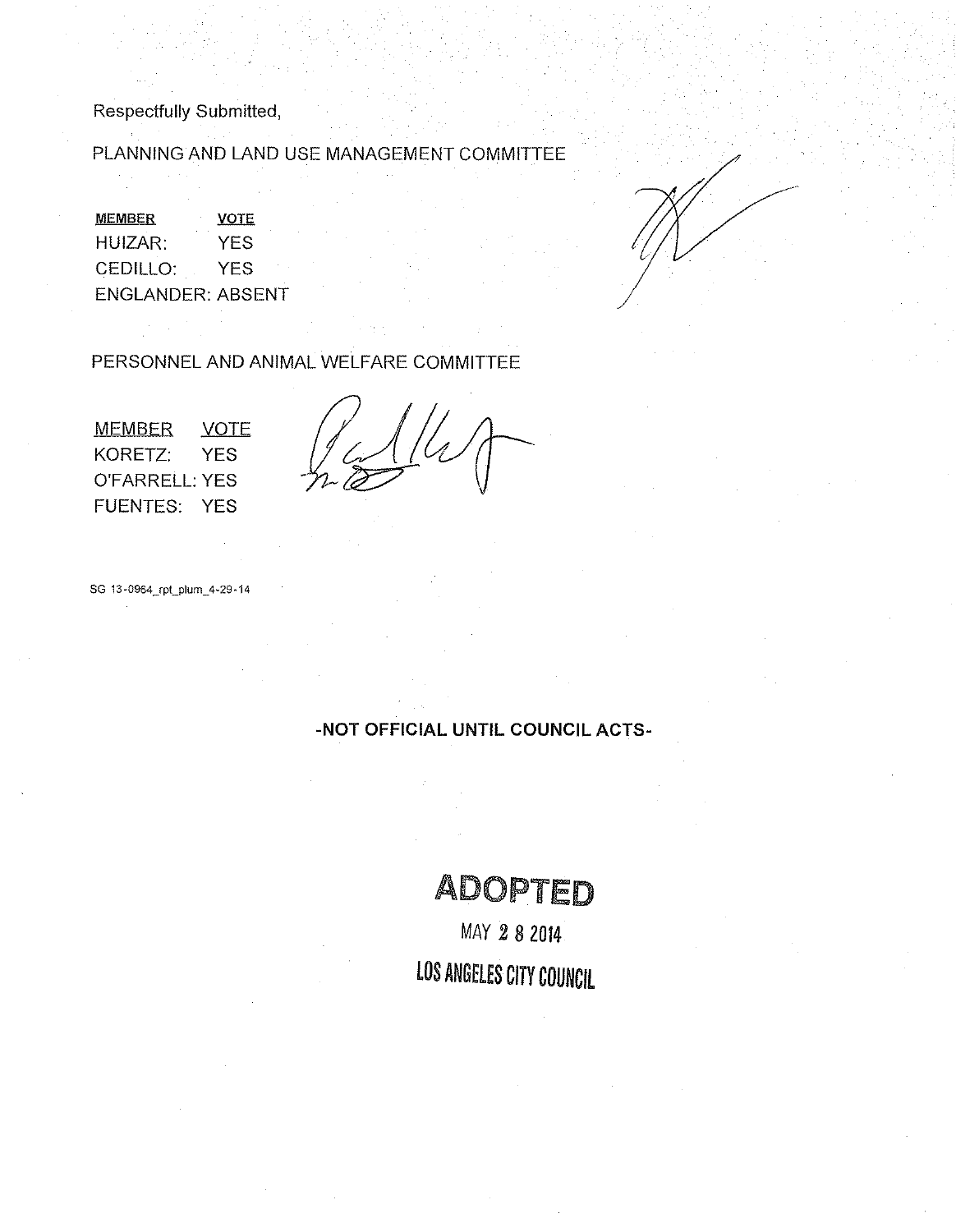Respectfully Submitted,

PLANNING AND LAND USE MANAGEMENT COMMITTEE

| MEMBER | VOTE |
| --- | --- |
| HUIZAR: | YES |
| CEDILLO: | YES |
| ENGLANDER: | ABSENT |

PERSONNEL AND ANIMAL WELFARE COMMITTEE

| MEMBER | VOTE |
| --- | --- |
| KORETZ: | YES |
| O'FARRELL: | YES |
| FUENTES: | YES |

SG 13-0964_rpt_plum_4-29-14

**-NOT OFFICIAL UNTIL COUNCIL ACTS-**

**ADOPTED**

MAY 2 8 2014

LOS ANGELES CITY COUNCIL